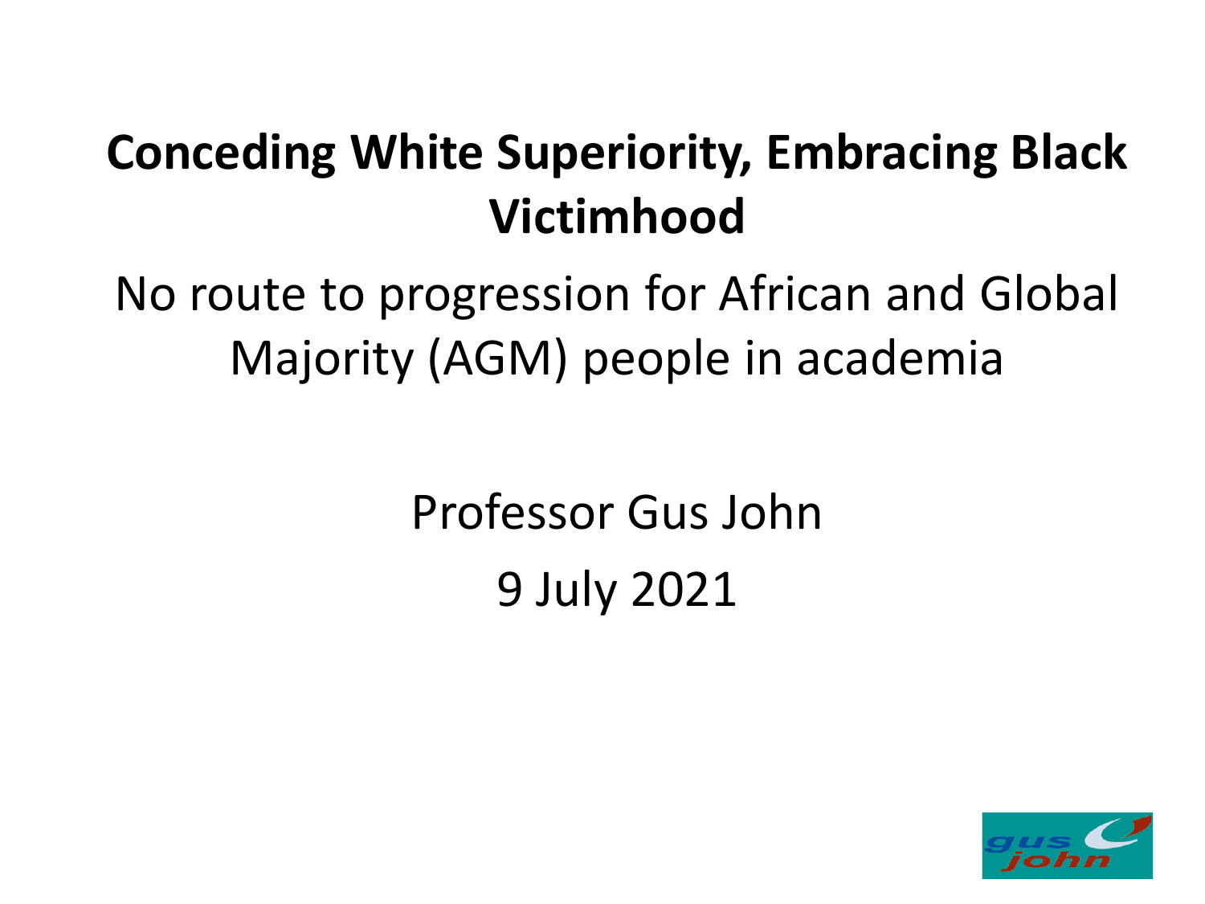# Conceding White Superiority, Embracing Black Victimhood

No route to progression for African and Global Majority (AGM) people in academia

Professor Gus John

9 July 2021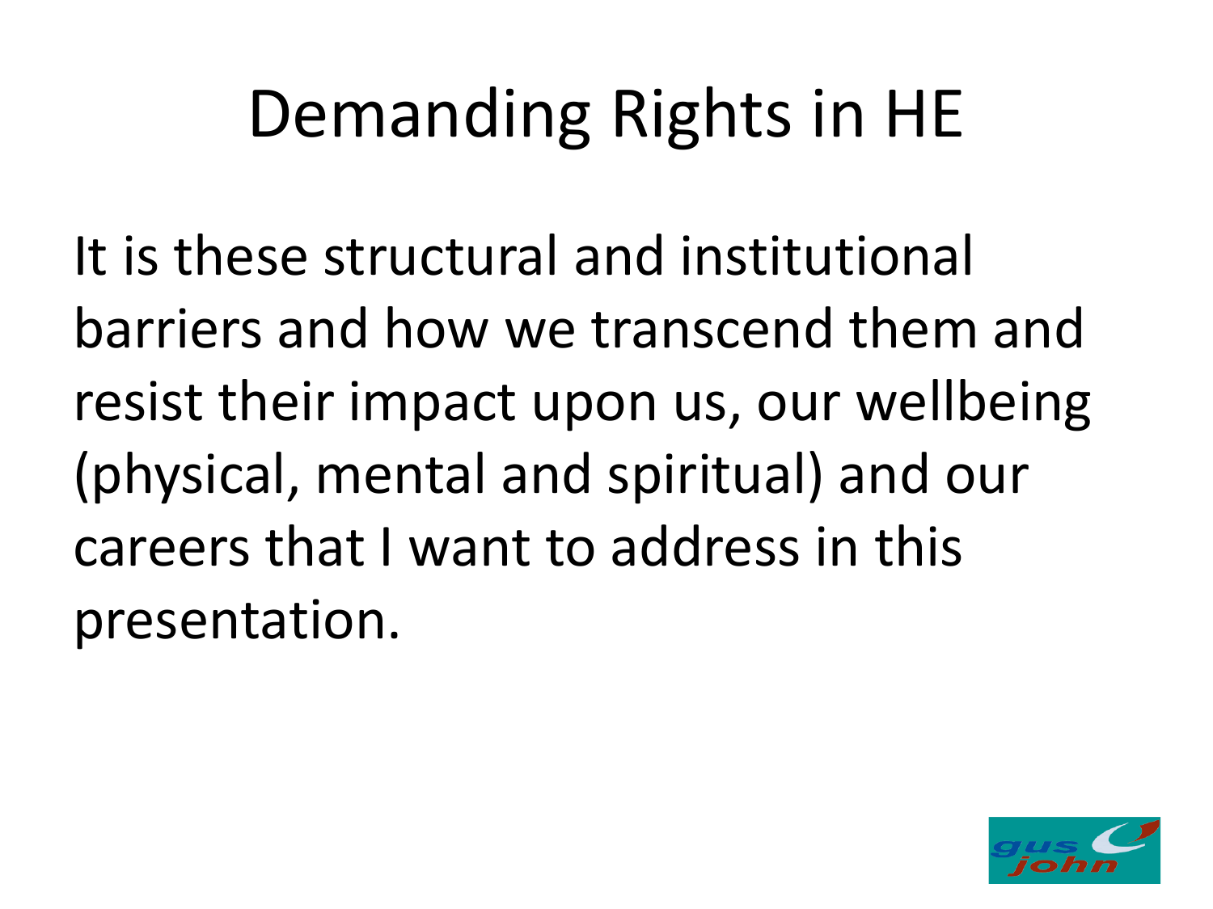# Demanding Rights in HE

It is these structural and institutional barriers and how we transcend them and resist their impact upon us, our wellbeing (physical, mental and spiritual) and our careers that I want to address in this presentation.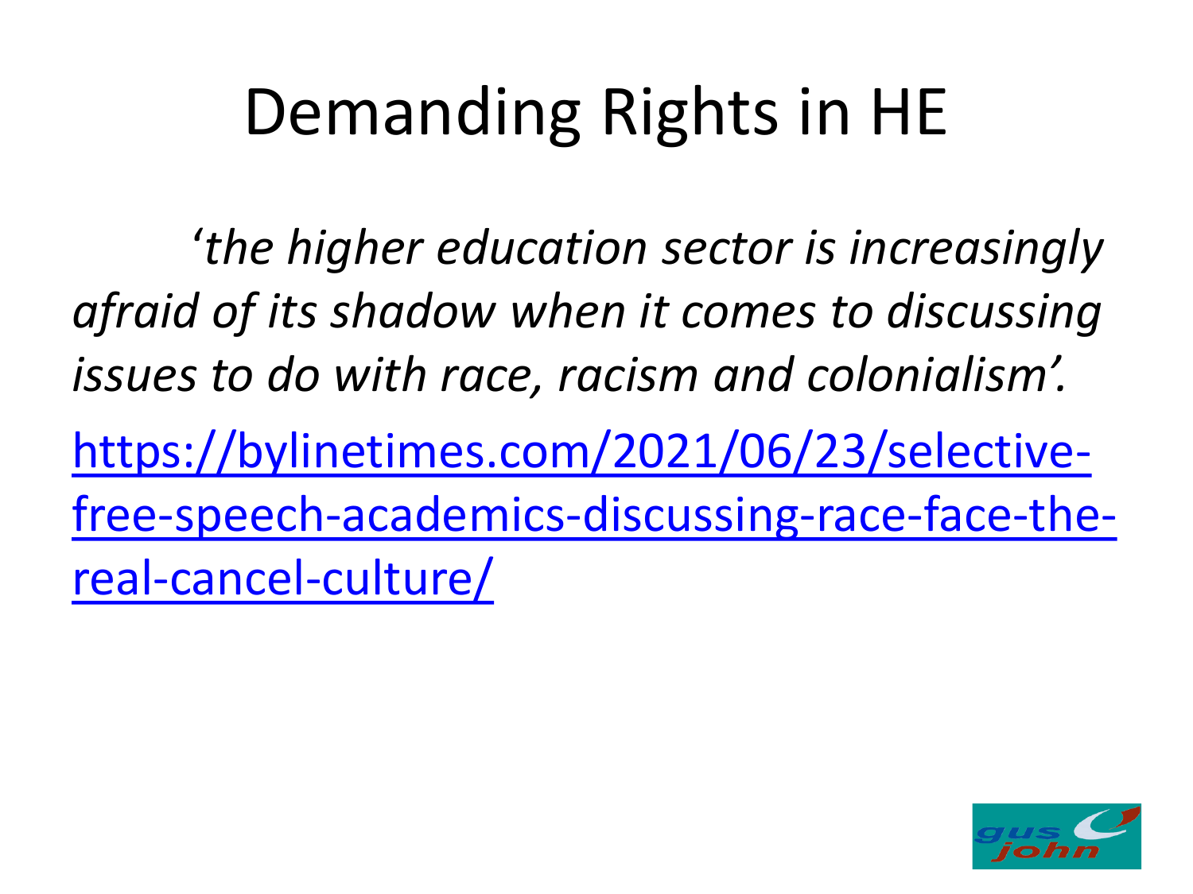# Demanding Rights in HE

*'the higher education sector is increasingly afraid of its shadow when it comes to discussing issues to do with race, racism and colonialism'.*

https://bylinetimes.com/2021/06/23/selective-free-speech-academics-discussing-race-face-the-real-cancel-culture/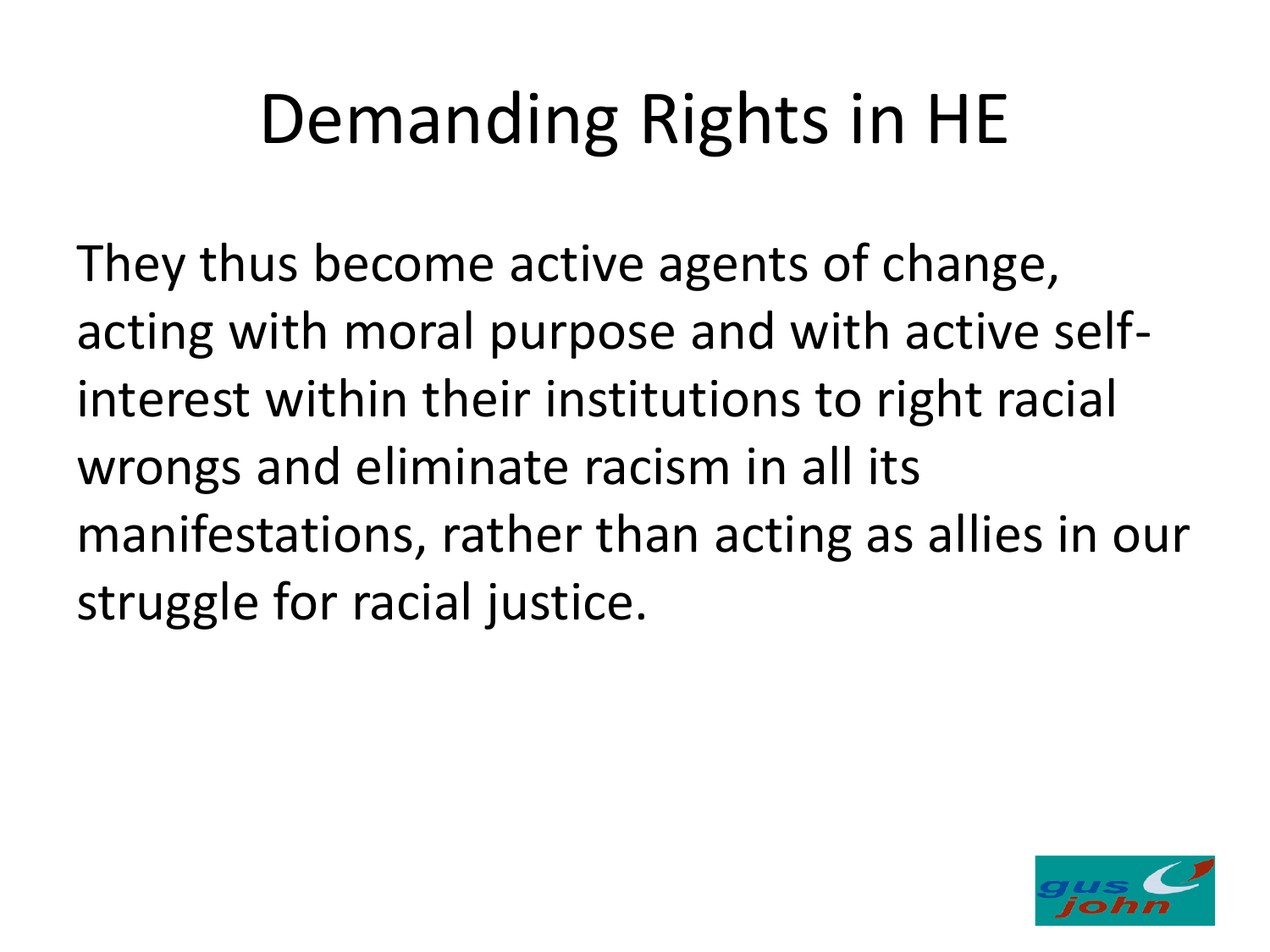# Demanding Rights in HE

They thus become active agents of change, acting with moral purpose and with active self-interest within their institutions to right racial wrongs and eliminate racism in all its manifestations, rather than acting as allies in our struggle for racial justice.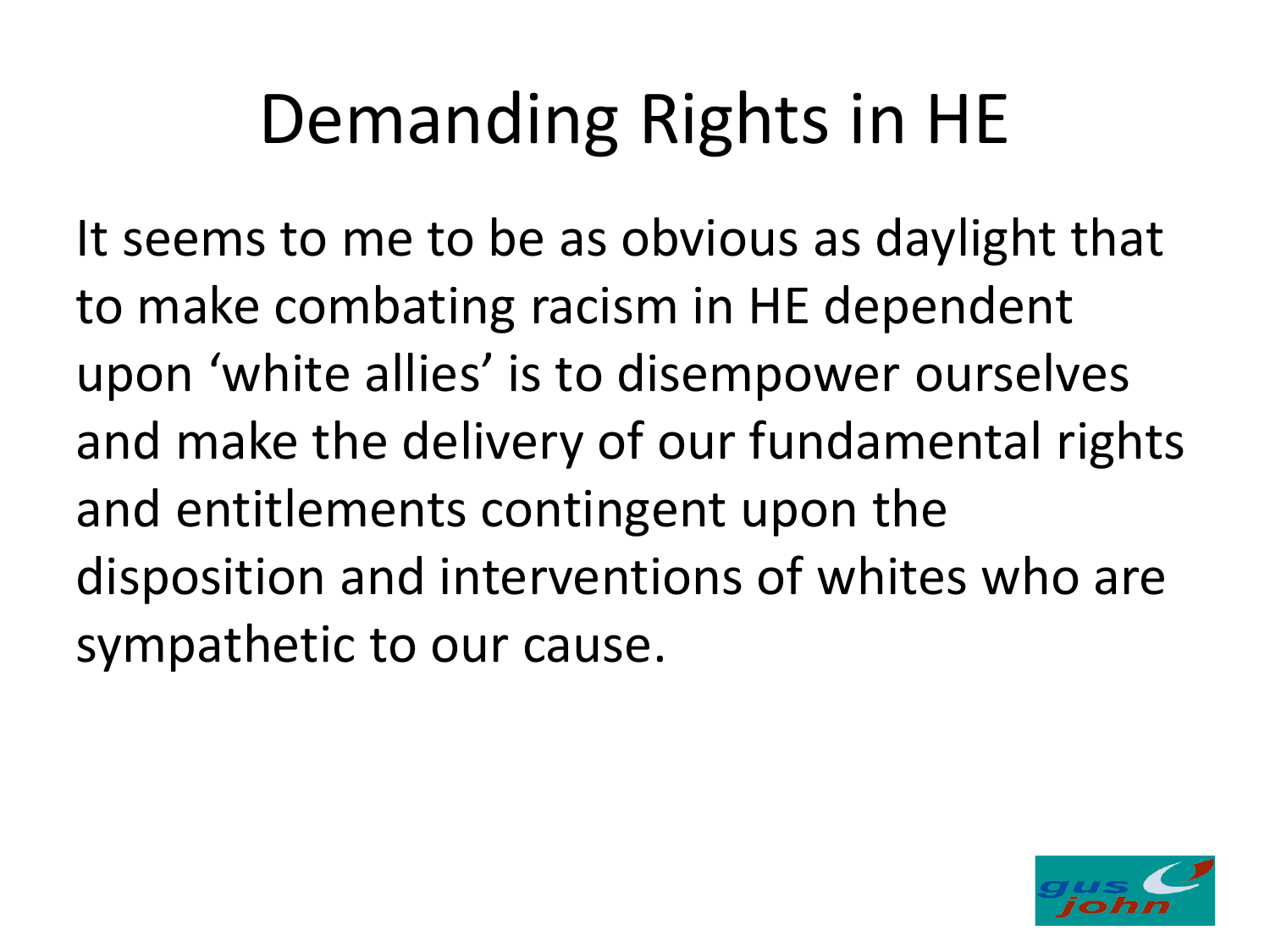# Demanding Rights in HE

It seems to me to be as obvious as daylight that to make combating racism in HE dependent upon ‘white allies’ is to disempower ourselves and make the delivery of our fundamental rights and entitlements contingent upon the disposition and interventions of whites who are sympathetic to our cause.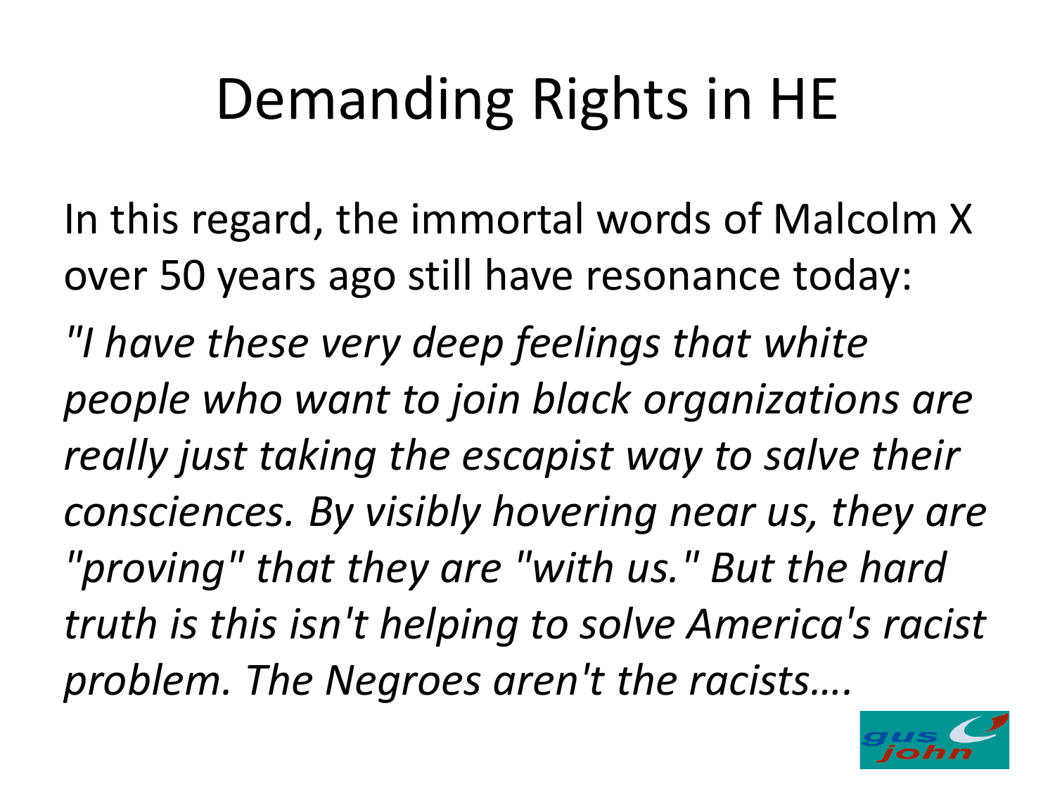# Demanding Rights in HE

In this regard, the immortal words of Malcolm X over 50 years ago still have resonance today:

*"I have these very deep feelings that white people who want to join black organizations are really just taking the escapist way to salve their consciences. By visibly hovering near us, they are "proving" that they are "with us." But the hard truth is this isn't helping to solve America's racist problem. The Negroes aren't the racists….*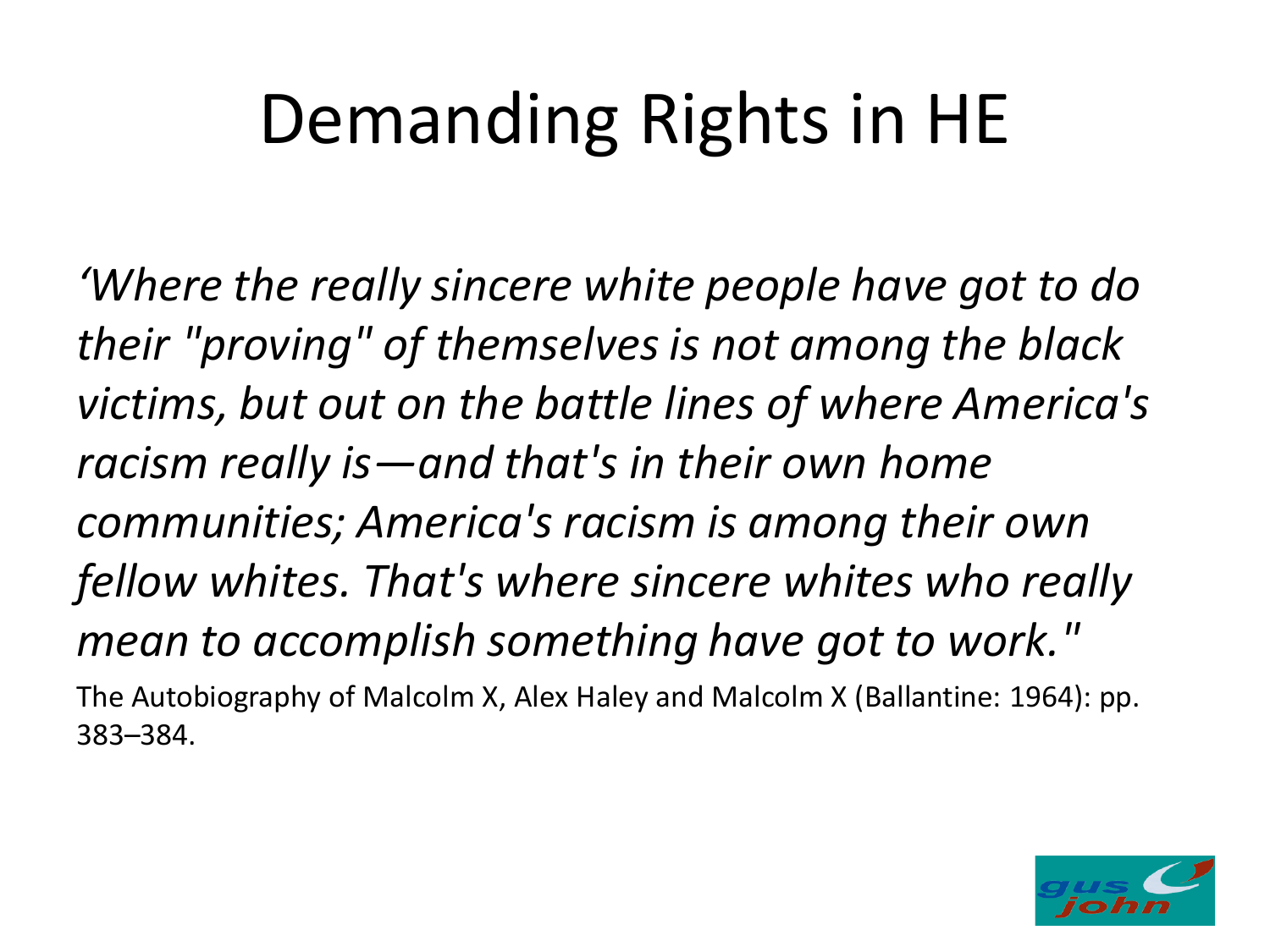# Demanding Rights in HE

*‘Where the really sincere white people have got to do their "proving" of themselves is not among the black victims, but out on the battle lines of where America's racism really is—and that's in their own home communities; America's racism is among their own fellow whites. That's where sincere whites who really mean to accomplish something have got to work."*

The Autobiography of Malcolm X, Alex Haley and Malcolm X (Ballantine: 1964): pp. 383–384.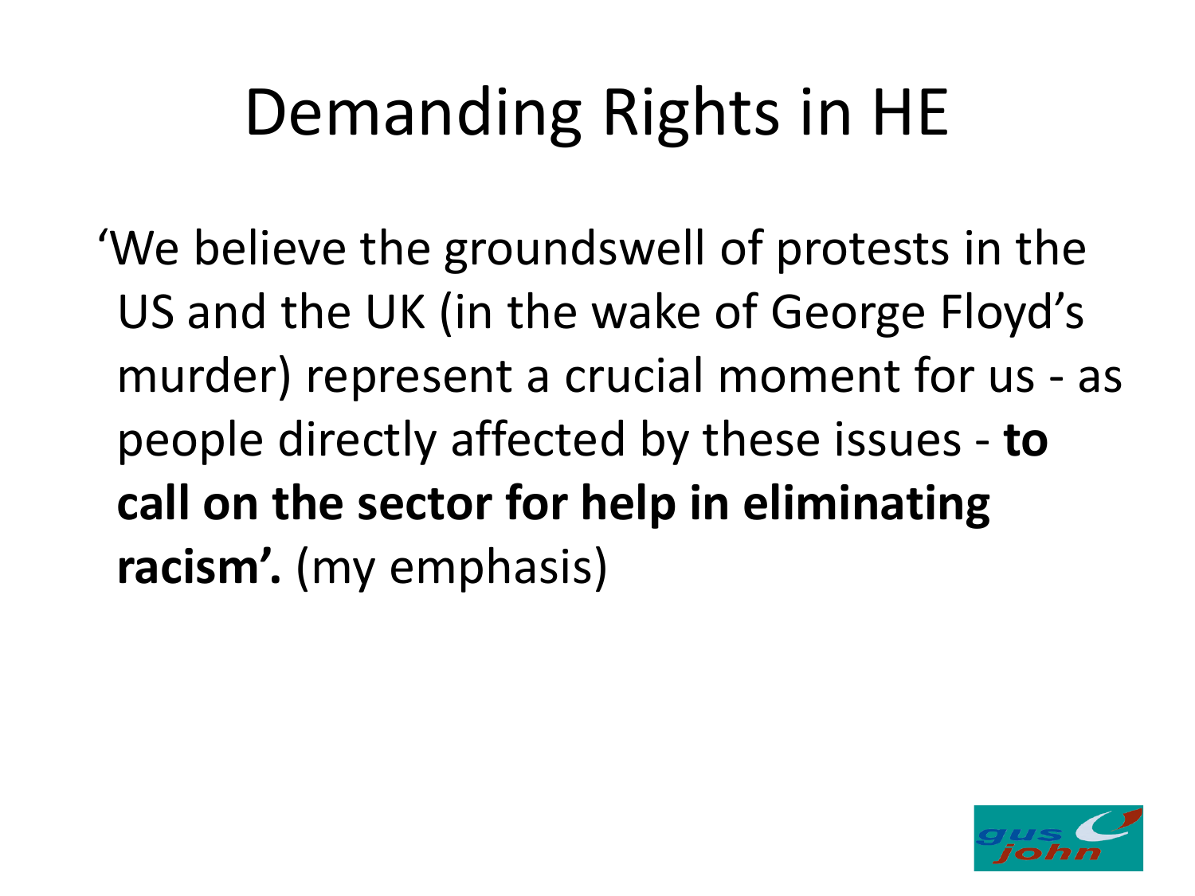# Demanding Rights in HE

'We believe the groundswell of protests in the US and the UK (in the wake of George Floyd's murder) represent a crucial moment for us - as people directly affected by these issues - **to call on the sector for help in eliminating racism'.** (my emphasis)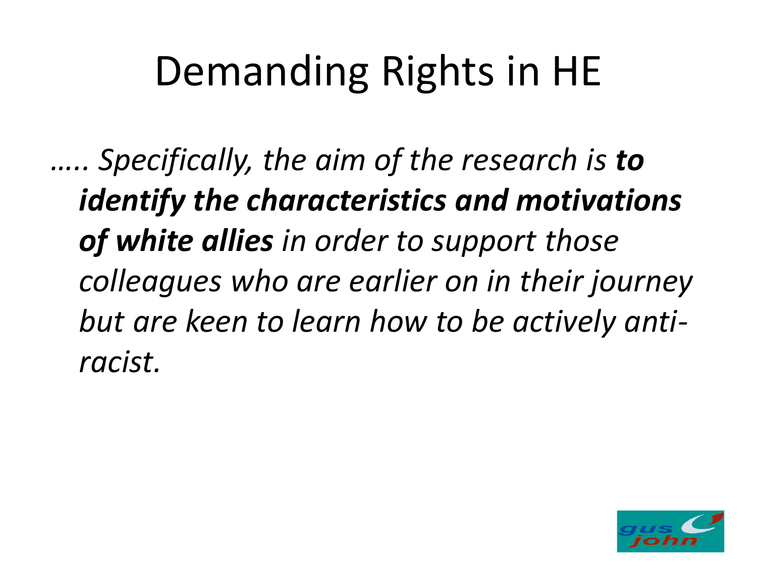# Demanding Rights in HE

*….. Specifically, the aim of the research is* ***to identify the characteristics and motivations of white allies*** *in order to support those colleagues who are earlier on in their journey but are keen to learn how to be actively anti-racist.*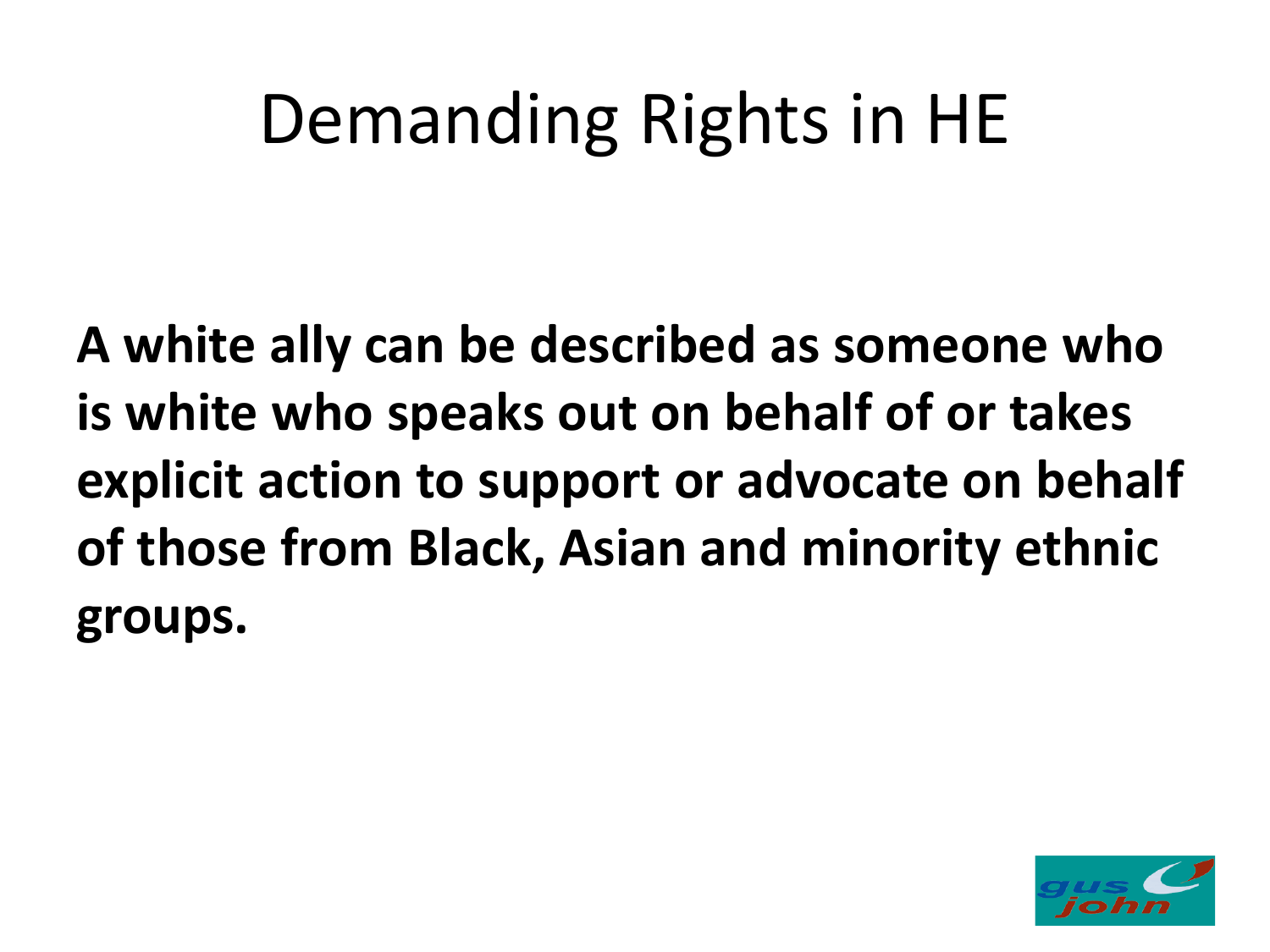# Demanding Rights in HE

**A white ally can be described as someone who is white who speaks out on behalf of or takes explicit action to support or advocate on behalf of those from Black, Asian and minority ethnic groups.**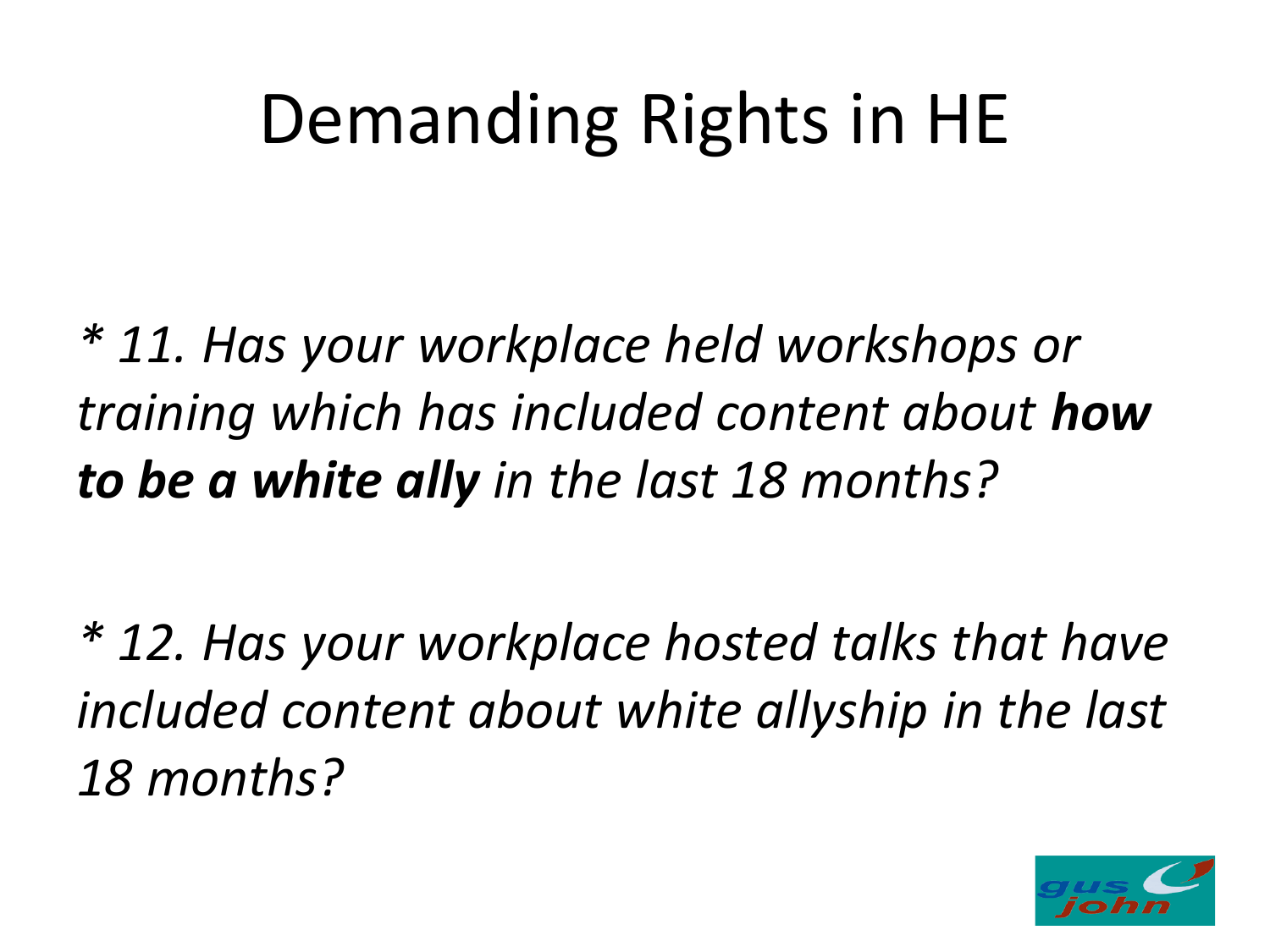# Demanding Rights in HE

*\* 11. Has your workplace held workshops or training which has included content about* ***how to be a white ally*** *in the last 18 months?*

*\* 12. Has your workplace hosted talks that have included content about white allyship in the last 18 months?*

gus john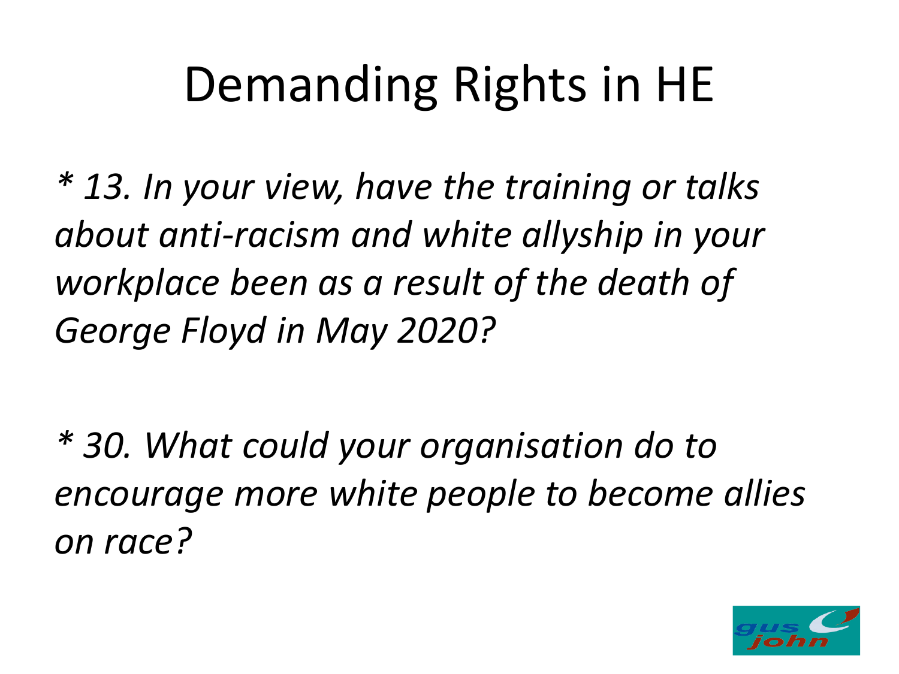# Demanding Rights in HE

*\* 13. In your view, have the training or talks about anti-racism and white allyship in your workplace been as a result of the death of George Floyd in May 2020?*

*\* 30. What could your organisation do to encourage more white people to become allies on race?*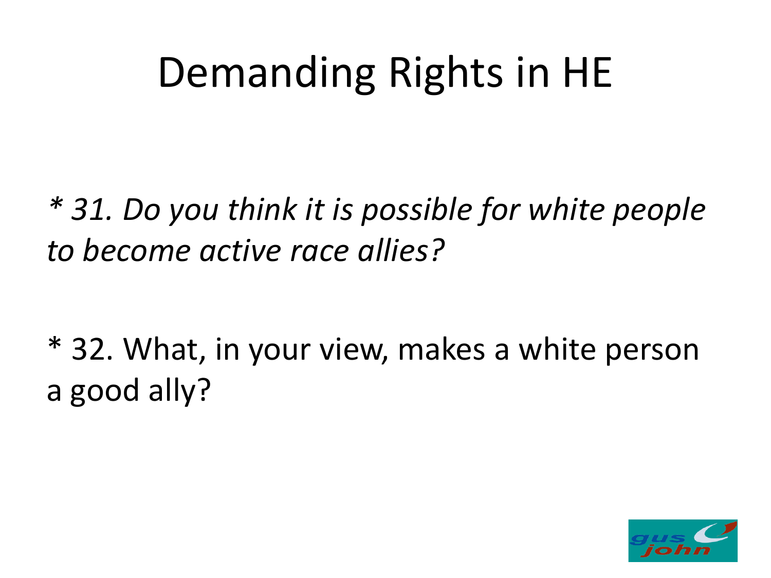# Demanding Rights in HE

*\* 31. Do you think it is possible for white people to become active race allies?*

\* 32. What, in your view, makes a white person a good ally?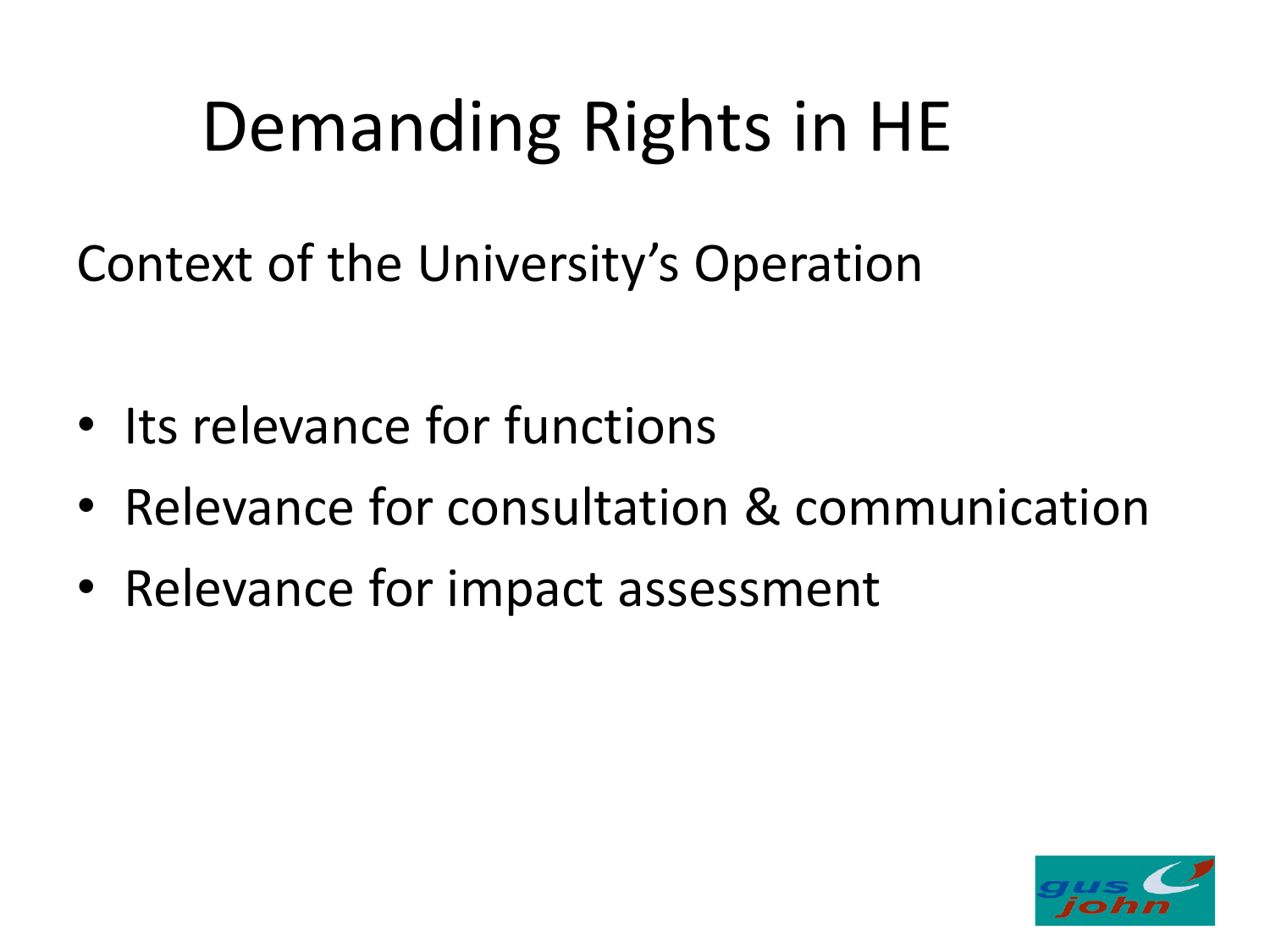# Demanding Rights in HE

Context of the University's Operation

- Its relevance for functions
- Relevance for consultation & communication
- Relevance for impact assessment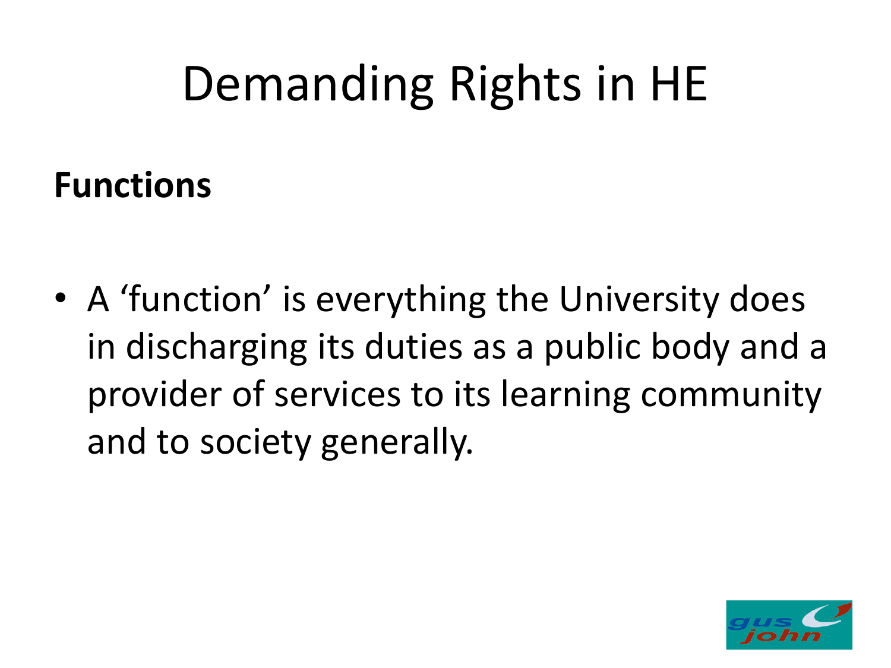# Demanding Rights in HE

**Functions**

- A ‘function’ is everything the University does in discharging its duties as a public body and a provider of services to its learning community and to society generally.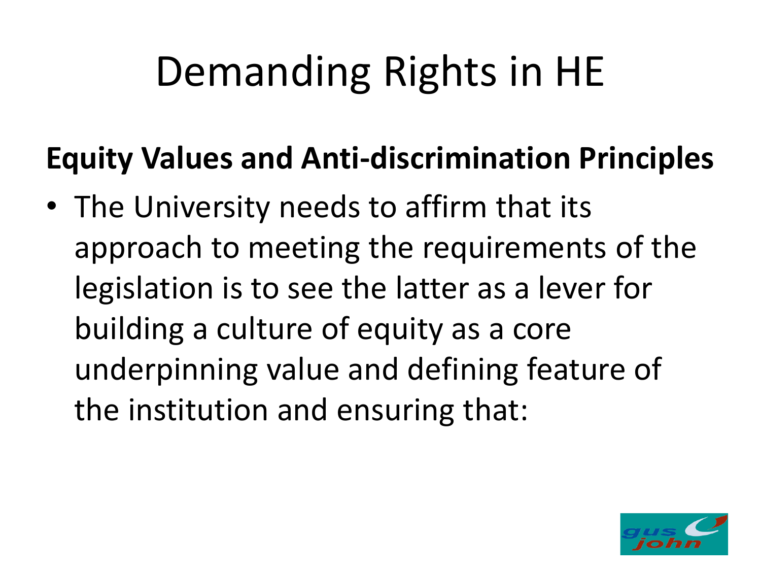# Demanding Rights in HE

**Equity Values and Anti-discrimination Principles**

- The University needs to affirm that its approach to meeting the requirements of the legislation is to see the latter as a lever for building a culture of equity as a core underpinning value and defining feature of the institution and ensuring that: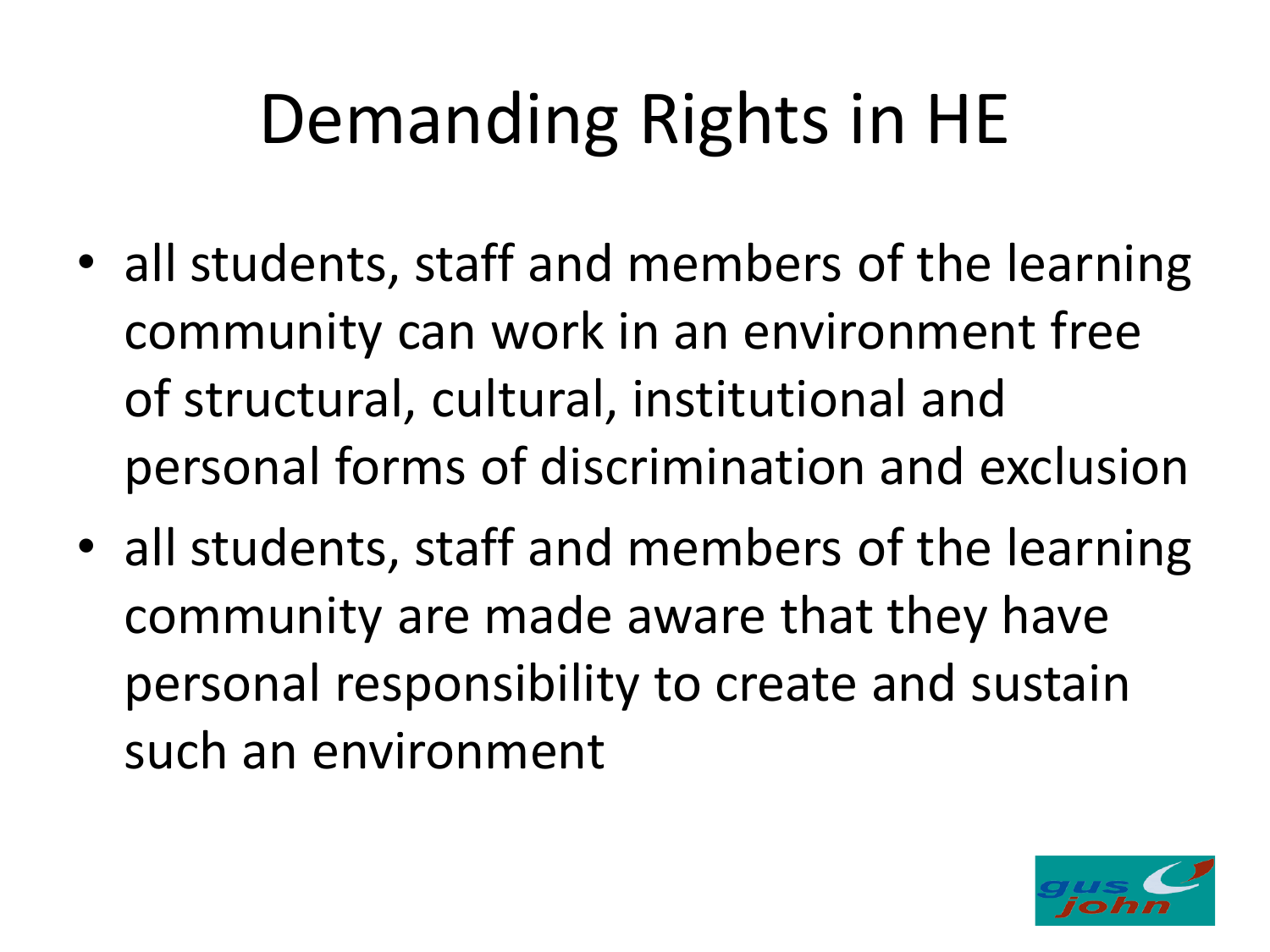# Demanding Rights in HE

- all students, staff and members of the learning community can work in an environment free of structural, cultural, institutional and personal forms of discrimination and exclusion
- all students, staff and members of the learning community are made aware that they have personal responsibility to create and sustain such an environment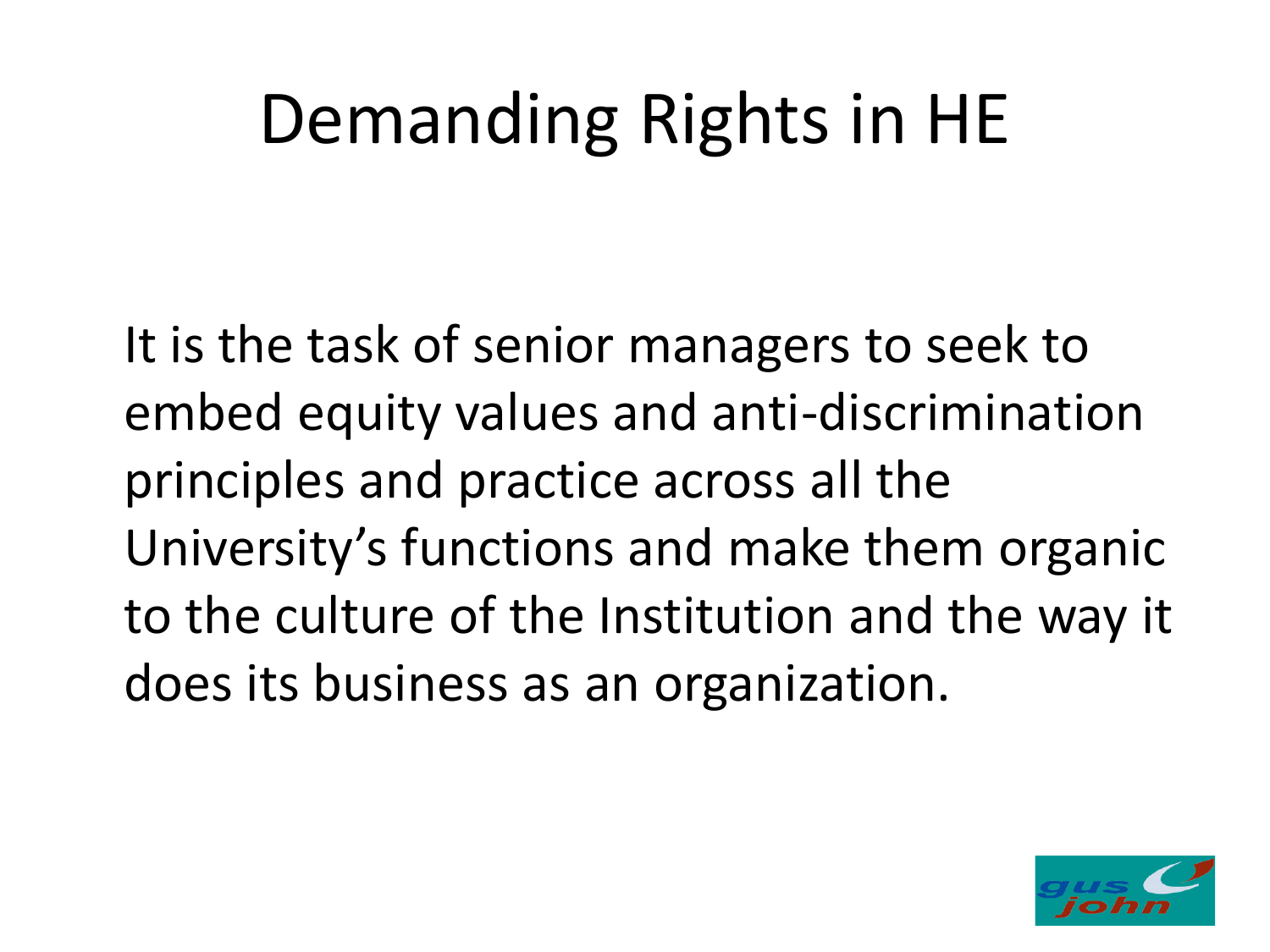# Demanding Rights in HE

It is the task of senior managers to seek to embed equity values and anti-discrimination principles and practice across all the University's functions and make them organic to the culture of the Institution and the way it does its business as an organization.